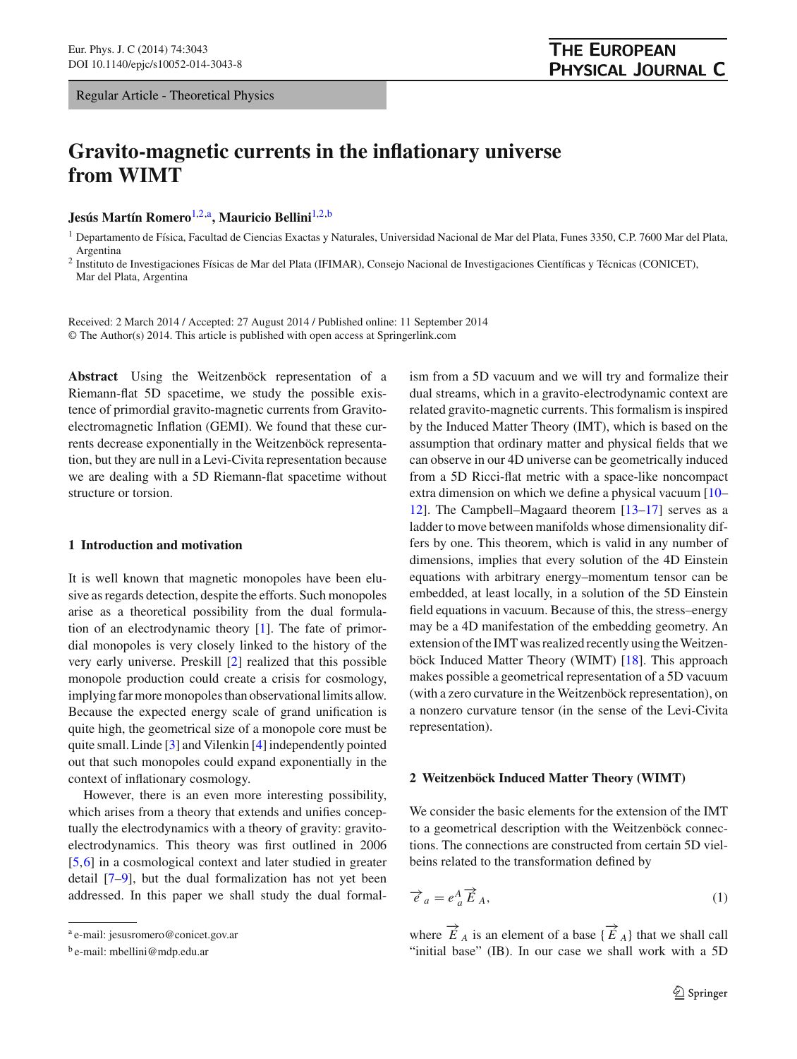Regular Article - Theoretical Physics

# Gravito-magnetic currents in the inflationary universe from WIMT

**Jesús Martín Romero**[1,2,a], **Mauricio Bellini**[1,2,b]

[1] Departamento de Física, Facultad de Ciencias Exactas y Naturales, Universidad Nacional de Mar del Plata, Funes 3350, C.P. 7600 Mar del Plata, Argentina

[2] Instituto de Investigaciones Físicas de Mar del Plata (IFIMAR), Consejo Nacional de Investigaciones Científicas y Técnicas (CONICET), Mar del Plata, Argentina

Received: 2 March 2014 / Accepted: 27 August 2014 / Published online: 11 September 2014
© The Author(s) 2014. This article is published with open access at Springerlink.com

**Abstract** Using the Weitzenböck representation of a Riemann-flat 5D spacetime, we study the possible existence of primordial gravito-magnetic currents from Gravito-electromagnetic Inflation (GEMI). We found that these currents decrease exponentially in the Weitzenböck representation, but they are null in a Levi-Civita representation because we are dealing with a 5D Riemann-flat spacetime without structure or torsion.

## 1 Introduction and motivation

It is well known that magnetic monopoles have been elusive as regards detection, despite the efforts. Such monopoles arise as a theoretical possibility from the dual formulation of an electrodynamic theory [1]. The fate of primordial monopoles is very closely linked to the history of the very early universe. Preskill [2] realized that this possible monopole production could create a crisis for cosmology, implying far more monopoles than observational limits allow. Because the expected energy scale of grand unification is quite high, the geometrical size of a monopole core must be quite small. Linde [3] and Vilenkin [4] independently pointed out that such monopoles could expand exponentially in the context of inflationary cosmology.

However, there is an even more interesting possibility, which arises from a theory that extends and unifies conceptually the electrodynamics with a theory of gravity: gravito-electrodynamics. This theory was first outlined in 2006 [5,6] in a cosmological context and later studied in greater detail [7–9], but the dual formalization has not yet been addressed. In this paper we shall study the dual formalism from a 5D vacuum and we will try and formalize their dual streams, which in a gravito-electrodynamic context are related gravito-magnetic currents. This formalism is inspired by the Induced Matter Theory (IMT), which is based on the assumption that ordinary matter and physical fields that we can observe in our 4D universe can be geometrically induced from a 5D Ricci-flat metric with a space-like noncompact extra dimension on which we define a physical vacuum [10–12]. The Campbell–Magaard theorem [13–17] serves as a ladder to move between manifolds whose dimensionality differs by one. This theorem, which is valid in any number of dimensions, implies that every solution of the 4D Einstein equations with arbitrary energy–momentum tensor can be embedded, at least locally, in a solution of the 5D Einstein field equations in vacuum. Because of this, the stress–energy may be a 4D manifestation of the embedding geometry. An extension of the IMT was realized recently using the Weitzenböck Induced Matter Theory (WIMT) [18]. This approach makes possible a geometrical representation of a 5D vacuum (with a zero curvature in the Weitzenböck representation), on a nonzero curvature tensor (in the sense of the Levi-Civita representation).

## 2 Weitzenböck Induced Matter Theory (WIMT)

We consider the basic elements for the extension of the IMT to a geometrical description with the Weitzenböck connections. The connections are constructed from certain 5D vielbeins related to the transformation defined by

$$\vec{e}_a = e^A_{\ a} \vec{E}_A, \tag{1}$$

where $\vec{E}_A$ is an element of a base $\{\vec{E}_A\}$ that we shall call "initial base" (IB). In our case we shall work with a 5D

---

[a] e-mail: jesusromero@conicet.gov.ar

[b] e-mail: mbellini@mdp.edu.ar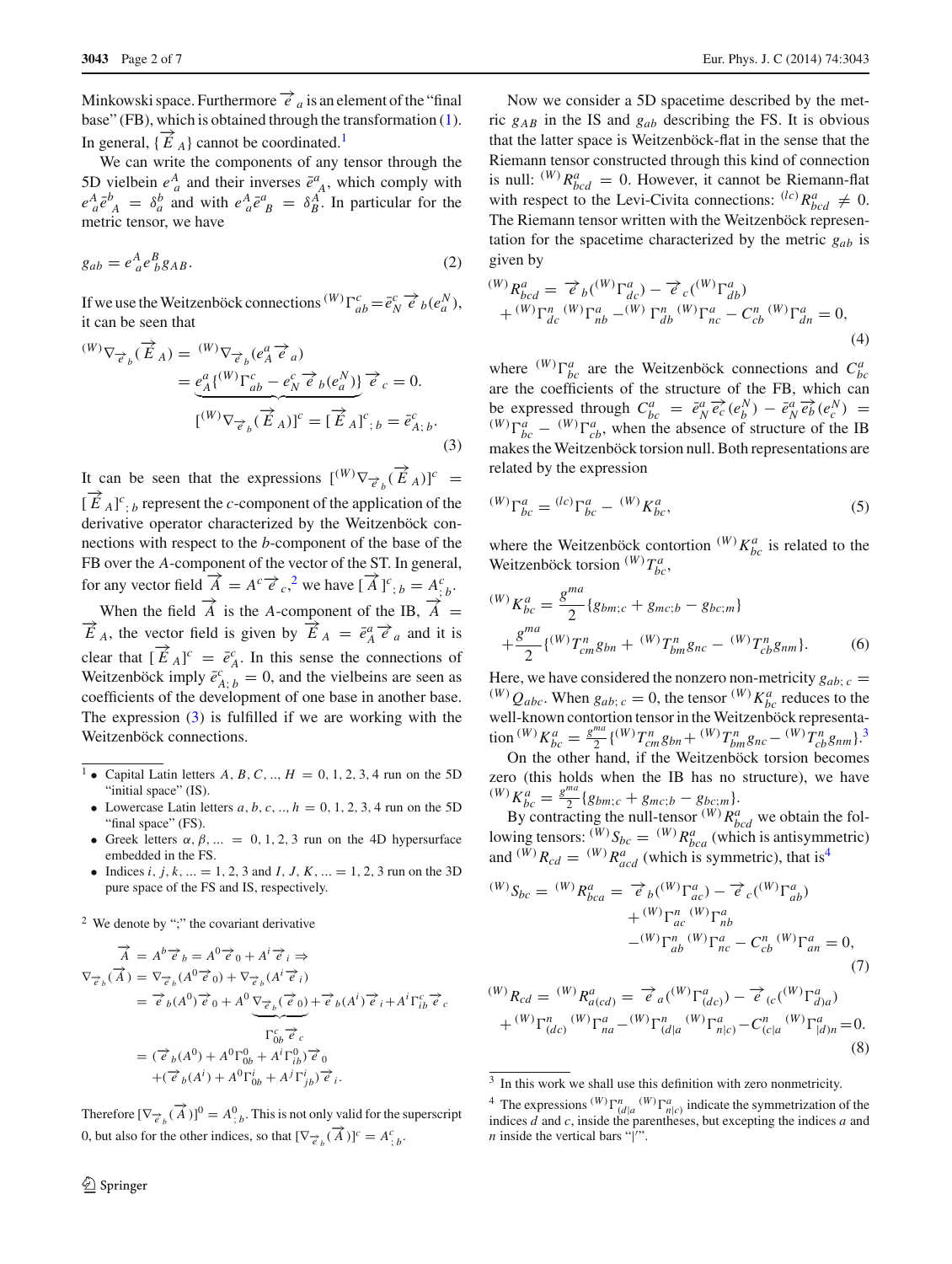Minkowski space. Furthermore $\vec{e}_a$ is an element of the "final base" (FB), which is obtained through the transformation (1). In general, $\{\vec{E}_A\}$ cannot be coordinated.[1]

We can write the components of any tensor through the 5D vielbein $e^A_{\ a}$ and their inverses $\bar{e}^a_{\ A}$, which comply with $e^A_{\ a}\bar{e}^b_{\ A} = \delta^b_a$ and with $e^A_{\ a}\bar{e}^a_{\ B} = \delta^A_B$. In particular for the metric tensor, we have

$$g_{ab} = e^A_{\ a} e^B_{\ b} g_{AB}. \tag{2}$$

If we use the Weitzenböck connections ${}^{(W)}\Gamma^c_{ab} = \bar{e}^c_N \vec{e}_b(e^N_a)$, it can be seen that

$$\begin{aligned}
{}^{(W)}\nabla_{\vec{e}_b}(\vec{E}_A) &= {}^{(W)}\nabla_{\vec{e}_b}(e^a_A \vec{e}_a) \\
&= \underbrace{e^a_A\{{}^{(W)}\Gamma^c_{ab} - e^c_N \vec{e}_b(e^N_a)\}}\vec{e}_c = 0. \\
&[{}^{(W)}\nabla_{\vec{e}_b}(\vec{E}_A)]^c = [\vec{E}_A]^c_{\ ;\,b} = \bar{e}^c_{A;\,b}.
\end{aligned} \tag{3}$$

It can be seen that the expressions $[{}^{(W)}\nabla_{\vec{e}_b}(\vec{E}_A)]^c = [\vec{E}_A]^c_{\ ;\,b}$ represent the $c$-component of the application of the derivative operator characterized by the Weitzenböck connections with respect to the $b$-component of the base of the FB over the $A$-component of the vector of the ST. In general, for any vector field $\vec{A} = A^c\vec{e}_c$,[2] we have $[\vec{A}]^c_{\ ;\,b} = A^c_{\ ;\,b}$.

When the field $\vec{A}$ is the $A$-component of the IB, $\vec{A} = \vec{E}_A$, the vector field is given by $\vec{E}_A = \bar{e}^a_A \vec{e}_a$ and it is clear that $[\vec{E}_A]^c = \bar{e}^c_A$. In this sense the connections of Weitzenböck imply $\bar{e}^c_{A;\,b} = 0$, and the vielbeins are seen as coefficients of the development of one base in another base. The expression (3) is fulfilled if we are working with the Weitzenböck connections.

Now we consider a 5D spacetime described by the metric $g_{AB}$ in the IS and $g_{ab}$ describing the FS. It is obvious that the latter space is Weitzenböck-flat in the sense that the Riemann tensor constructed through this kind of connection is null: ${}^{(W)}R^a_{bcd} = 0$. However, it cannot be Riemann-flat with respect to the Levi-Civita connections: ${}^{(lc)}R^a_{bcd} \neq 0$. The Riemann tensor written with the Weitzenböck representation for the spacetime characterized by the metric $g_{ab}$ is given by

$$\begin{aligned}
{}^{(W)}R^a_{bcd} &= \vec{e}_b({}^{(W)}\Gamma^a_{dc}) - \vec{e}_c({}^{(W)}\Gamma^a_{db}) \\
&+ {}^{(W)}\Gamma^n_{dc}\,{}^{(W)}\Gamma^a_{nb} - {}^{(W)}\Gamma^n_{db}\,{}^{(W)}\Gamma^a_{nc} - C^n_{cb}\,{}^{(W)}\Gamma^a_{dn} = 0,
\end{aligned} \tag{4}$$

where ${}^{(W)}\Gamma^a_{bc}$ are the Weitzenböck connections and $C^a_{bc}$ are the coefficients of the structure of the FB, which can be expressed through $C^a_{bc} = \bar{e}^a_N \vec{e}_c(e^N_b) - \bar{e}^a_N \vec{e}_b(e^N_c) = {}^{(W)}\Gamma^a_{bc} - {}^{(W)}\Gamma^a_{cb}$, when the absence of structure of the IB makes the Weitzenböck torsion null. Both representations are related by the expression

$${}^{(W)}\Gamma^a_{bc} = {}^{(lc)}\Gamma^a_{bc} - {}^{(W)}K^a_{bc}, \tag{5}$$

where the Weitzenböck contortion ${}^{(W)}K^a_{bc}$ is related to the Weitzenböck torsion ${}^{(W)}T^a_{bc}$,

$$\begin{aligned}
{}^{(W)}K^a_{bc} &= \frac{g^{ma}}{2}\{g_{bm;c} + g_{mc;b} - g_{bc;m}\} \\
&+ \frac{g^{ma}}{2}\{{}^{(W)}T^n_{cm}g_{bn} + {}^{(W)}T^n_{bm}g_{nc} - {}^{(W)}T^n_{cb}g_{nm}\}.
\end{aligned} \tag{6}$$

Here, we have considered the nonzero non-metricity $g_{ab;\,c} = {}^{(W)}Q_{abc}$. When $g_{ab;\,c} = 0$, the tensor ${}^{(W)}K^a_{bc}$ reduces to the well-known contortion tensor in the Weitzenböck representation ${}^{(W)}K^a_{bc} = \frac{g^{ma}}{2}\{{}^{(W)}T^n_{cm}g_{bn} + {}^{(W)}T^n_{bm}g_{nc} - {}^{(W)}T^n_{cb}g_{nm}\}$.[3]

On the other hand, if the Weitzenböck torsion becomes zero (this holds when the IB has no structure), we have ${}^{(W)}K^a_{bc} = \frac{g^{ma}}{2}\{g_{bm;c} + g_{mc;b} - g_{bc;m}\}$.

By contracting the null-tensor ${}^{(W)}R^a_{bcd}$ we obtain the following tensors: ${}^{(W)}S_{bc} = {}^{(W)}R^a_{bca}$ (which is antisymmetric) and ${}^{(W)}R_{cd} = {}^{(W)}R^a_{acd}$ (which is symmetric), that is[4]

$$\begin{aligned}
{}^{(W)}S_{bc} = {}^{(W)}R^a_{bca} &= \vec{e}_b({}^{(W)}\Gamma^a_{ac}) - \vec{e}_c({}^{(W)}\Gamma^a_{ab}) \\
&+ {}^{(W)}\Gamma^n_{ac}\,{}^{(W)}\Gamma^a_{nb} \\
&- {}^{(W)}\Gamma^n_{ab}\,{}^{(W)}\Gamma^a_{nc} - C^n_{cb}\,{}^{(W)}\Gamma^a_{an} = 0,
\end{aligned} \tag{7}$$

$$\begin{aligned}
{}^{(W)}R_{cd} = {}^{(W)}R^a_{a(cd)} &= \vec{e}_a({}^{(W)}\Gamma^a_{(dc)}) - \vec{e}_{(c}({}^{(W)}\Gamma^a_{d)a}) \\
&+ {}^{(W)}\Gamma^n_{(dc)}\,{}^{(W)}\Gamma^a_{na} - {}^{(W)}\Gamma^n_{(d|a}\,{}^{(W)}\Gamma^a_{n|c)} - C^n_{(c|a}\,{}^{(W)}\Gamma^a_{|d)n} = 0.
\end{aligned} \tag{8}$$

---

[1]
- Capital Latin letters $A, B, C, .., H = 0, 1, 2, 3, 4$ run on the 5D "initial space" (IS).
- Lowercase Latin letters $a, b, c, .., h = 0, 1, 2, 3, 4$ run on the 5D "final space" (FS).
- Greek letters $\alpha, \beta, ... = 0, 1, 2, 3$ run on the 4D hypersurface embedded in the FS.
- Indices $i, j, k, ... = 1, 2, 3$ and $I, J, K, ... = 1, 2, 3$ run on the 3D pure space of the FS and IS, respectively.

[2] We denote by ";" the covariant derivative

$$\begin{aligned}
\vec{A} &= A^b\vec{e}_b = A^0\vec{e}_0 + A^i\vec{e}_i \Rightarrow \\
\nabla_{\vec{e}_b}(\vec{A}) &= \nabla_{\vec{e}_b}(A^0\vec{e}_0) + \nabla_{\vec{e}_b}(A^i\vec{e}_i) \\
&= \vec{e}_b(A^0)\vec{e}_0 + A^0\underbrace{\nabla_{\vec{e}_b}(\vec{e}_0)}_{\Gamma^c_{0b}\vec{e}_c} + \vec{e}_b(A^i)\vec{e}_i + A^i\Gamma^c_{ib}\vec{e}_c \\
&= (\vec{e}_b(A^0) + A^0\Gamma^0_{0b} + A^i\Gamma^0_{ib})\vec{e}_0 \\
&\quad + (\vec{e}_b(A^i) + A^0\Gamma^i_{0b} + A^j\Gamma^i_{jb})\vec{e}_i.
\end{aligned}$$

Therefore $[\nabla_{\vec{e}_b}(\vec{A})]^0 = A^0_{\ ;\,b}$. This is not only valid for the superscript 0, but also for the other indices, so that $[\nabla_{\vec{e}_b}(\vec{A})]^c = A^c_{\ ;\,b}$.

[3] In this work we shall use this definition with zero nonmetricity.

[4] The expressions ${}^{(W)}\Gamma^n_{(d|a}\,{}^{(W)}\Gamma^a_{n|c)}$ indicate the symmetrization of the indices $d$ and $c$, inside the parentheses, but excepting the indices $a$ and $n$ inside the vertical bars "|".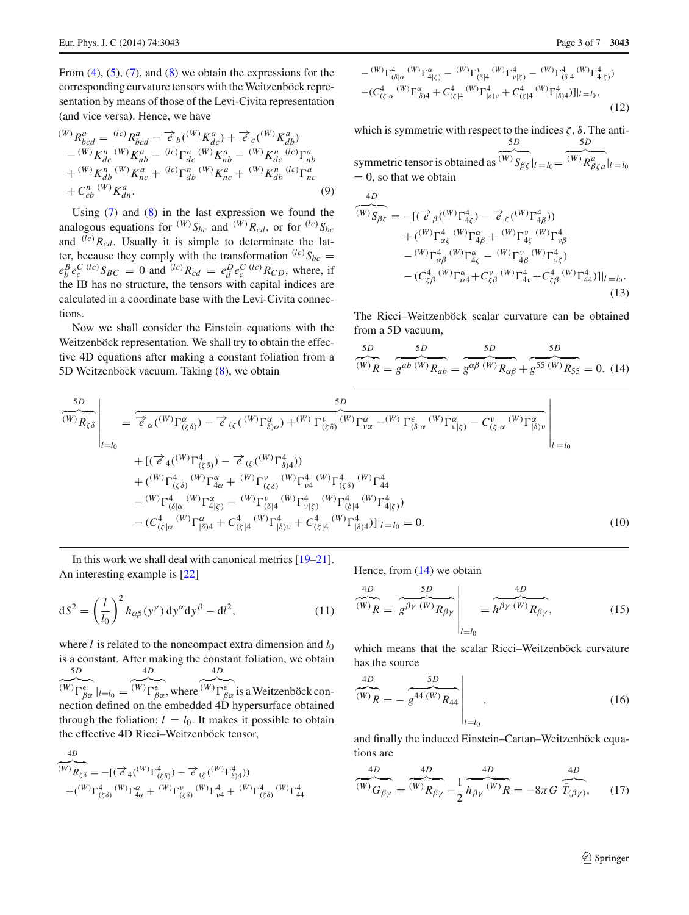From (4), (5), (7), and (8) we obtain the expressions for the corresponding curvature tensors with the Weitzenböck representation by means of those of the Levi-Civita representation (and vice versa). Hence, we have

$$
\begin{aligned}
{}^{(W)}R^a_{bcd} &= {}^{(lc)}R^a_{bcd} - \vec{e}_b({}^{(W)}K^a_{dc}) + \vec{e}_c({}^{(W)}K^a_{db}) \\
&- {}^{(W)}K^n_{dc}\,{}^{(W)}K^a_{nb} - {}^{(lc)}\Gamma^n_{dc}\,{}^{(W)}K^a_{nb} - {}^{(W)}K^n_{dc}\,{}^{(lc)}\Gamma^a_{nb} \\
&+ {}^{(W)}K^n_{db}\,{}^{(W)}K^a_{nc} + {}^{(lc)}\Gamma^n_{db}\,{}^{(W)}K^a_{nc} + {}^{(W)}K^n_{db}\,{}^{(lc)}\Gamma^a_{nc} \\
&+ C^n_{cb}\,{}^{(W)}K^a_{dn}.
\end{aligned} \tag{9}
$$

Using (7) and (8) in the last expression we found the analogous equations for ${}^{(W)}S_{bc}$ and ${}^{(W)}R_{cd}$, or for ${}^{(lc)}S_{bc}$ and ${}^{(lc)}R_{cd}$. Usually it is simple to determinate the latter, because they comply with the transformation ${}^{(lc)}S_{bc} = e^B_b e^C_c\,{}^{(lc)}S_{BC} = 0$ and ${}^{(lc)}R_{cd} = e^D_d e^v_c\,{}^{(lc)}R_{CD}$, where, if the IB has no structure, the tensors with capital indices are calculated in a coordinate base with the Levi-Civita connections.

Now we shall consider the Einstein equations with the Weitzenböck representation. We shall try to obtain the effective 4D equations after making a constant foliation from a 5D Weitzenböck vacuum. Taking (8), we obtain

$$
\begin{aligned}
\overbrace{{}^{(W)}R_{\zeta\delta}}^{5D}\Bigg|_{l=l_0} &= \overbrace{\vec{e}_\alpha({}^{(W)}\Gamma^\alpha_{(\zeta\delta)}) - \vec{e}_{(\zeta}({}^{(W)}\Gamma^\alpha_{\delta)\alpha}) + {}^{(W)}\Gamma^\nu_{(\zeta\delta)}\,{}^{(W)}\Gamma^\alpha_{\nu\alpha} - {}^{(W)}\Gamma^\epsilon_{(\delta|\alpha}\,{}^{(W)}\Gamma^\alpha_{\nu|\zeta)} - C^\nu_{(\zeta|\alpha}\,{}^{(W)}\Gamma^\alpha_{|\delta)\nu}}^{5D}\Bigg|_{l=l_0} \\
&+ [(\vec{e}_4({}^{(W)}\Gamma^4_{(\zeta\delta)}) - \vec{e}_{(\zeta}({}^{(W)}\Gamma^4_{\delta)4})) \\
&+ ({}^{(W)}\Gamma^4_{(\zeta\delta)}\,{}^{(W)}\Gamma^\alpha_{4\alpha} + {}^{(W)}\Gamma^\nu_{(\zeta\delta)}\,{}^{(W)}\Gamma^4_{\nu 4}\,{}^{(W)}\Gamma^4_{(\zeta\delta)}\,{}^{(W)}\Gamma^4_{44} \\
&- {}^{(W)}\Gamma^4_{(\delta|\alpha}\,{}^{(W)}\Gamma^\alpha_{4|\zeta)} - {}^{(W)}\Gamma^\nu_{(\delta|4}\,{}^{(W)}\Gamma^4_{\nu|\zeta)}\,{}^{(W)}\Gamma^4_{(\delta|4}\,{}^{(W)}\Gamma^4_{4|\zeta)}) \\
&- (C^4_{(\zeta|\alpha}\,{}^{(W)}\Gamma^\alpha_{|\delta)4} + C^4_{(\zeta|4}\,{}^{(W)}\Gamma^4_{|\delta)\nu} + C^4_{(\zeta|4}\,{}^{(W)}\Gamma^4_{|\delta)4})]|_{l=l_0} = 0.
\end{aligned} \tag{10}
$$

In this work we shall deal with canonical metrics [19–21]. An interesting example is [22]

$$
dS^2 = \left(\frac{l}{l_0}\right)^2 h_{\alpha\beta}(y^\gamma)\,dy^\alpha dy^\beta - dl^2, \tag{11}
$$

where $l$ is related to the noncompact extra dimension and $l_0$ is a constant. After making the constant foliation, we obtain $\overbrace{{}^{(W)}\Gamma^\epsilon_{\beta\alpha}}^{5D}|_{l=l_0} = \overbrace{{}^{(W)}\Gamma^\epsilon_{\beta\alpha}}^{4D}$, where $\overbrace{{}^{(W)}\Gamma^\epsilon_{\beta\alpha}}^{4D}$ is a Weitzenböck connection defined on the embedded 4D hypersurface obtained through the foliation: $l = l_0$. It makes it possible to obtain the effective 4D Ricci–Weitzenböck tensor,

$$
\begin{aligned}
\overbrace{{}^{(W)}R_{\zeta\delta}}^{4D} &= -[(\vec{e}_4({}^{(W)}\Gamma^4_{(\zeta\delta)}) - \vec{e}_{(\zeta}({}^{(W)}\Gamma^4_{\delta)4})) \\
&+ ({}^{(W)}\Gamma^4_{(\zeta\delta)}\,{}^{(W)}\Gamma^\alpha_{4\alpha} + {}^{(W)}\Gamma^\nu_{(\zeta\delta)}\,{}^{(W)}\Gamma^4_{\nu 4} + {}^{(W)}\Gamma^4_{(\zeta\delta)}\,{}^{(W)}\Gamma^4_{44} \\
&- {}^{(W)}\Gamma^4_{(\delta|\alpha}\,{}^{(W)}\Gamma^\alpha_{4|\zeta)} - {}^{(W)}\Gamma^\nu_{(\delta|4}\,{}^{(W)}\Gamma^4_{\nu|\zeta)} - {}^{(W)}\Gamma^4_{(\delta|4}\,{}^{(W)}\Gamma^4_{4|\zeta)}) \\
&- (C^4_{(\zeta|\alpha}\,{}^{(W)}\Gamma^\alpha_{|\delta)4} + C^4_{(\zeta|4}\,{}^{(W)}\Gamma^4_{|\delta)\nu} + C^4_{(\zeta|4}\,{}^{(W)}\Gamma^4_{|\delta)4})]|_{l=l_0},
\end{aligned} \tag{12}
$$

which is symmetric with respect to the indices $\zeta$, $\delta$. The antisymmetric tensor is obtained as $\overbrace{{}^{(W)}S_{\beta\zeta}}^{5D}|_{l=l_0} = \overbrace{{}^{(W)}R^a_{\beta\zeta a}}^{5D}|_{l=l_0} = 0$, so that we obtain

$$
\begin{aligned}
\overbrace{{}^{(W)}S_{\beta\zeta}}^{4D} &= -[(\vec{e}_\beta({}^{(W)}\Gamma^4_{4\zeta}) - \vec{e}_\zeta({}^{(W)}\Gamma^4_{4\beta})) \\
&+ ({}^{(W)}\Gamma^4_{\alpha\zeta}\,{}^{(W)}\Gamma^\alpha_{4\beta} + {}^{(W)}\Gamma^\nu_{4\zeta}\,{}^{(W)}\Gamma^4_{\nu\beta} \\
&- {}^{(W)}\Gamma^4_{\alpha\beta}\,{}^{(W)}\Gamma^\alpha_{4\zeta} - {}^{(W)}\Gamma^\nu_{4\beta}\,{}^{(W)}\Gamma^4_{\nu\zeta}) \\
&- (C^4_{\zeta\beta}\,{}^{(W)}\Gamma^\alpha_{\alpha 4} + C^\nu_{\zeta\beta}\,{}^{(W)}\Gamma^4_{4\nu} + C^4_{\zeta\beta}\,{}^{(W)}\Gamma^4_{44})]|_{l=l_0}.
\end{aligned} \tag{13}
$$

The Ricci–Weitzenböck scalar curvature can be obtained from a 5D vacuum,

$$
\overbrace{{}^{(W)}R}^{5D} = \overbrace{g^{ab}\,{}^{(W)}R_{ab}}^{5D} = \overbrace{g^{\alpha\beta}\,{}^{(W)}R_{\alpha\beta}}^{5D} + \overbrace{g^{55}\,{}^{(W)}R_{55}}^{5D} = 0. \tag{14}
$$

Hence, from (14) we obtain

$$
\overbrace{{}^{(W)}R}^{4D} = \overbrace{g^{\beta\gamma}\,{}^{(W)}R_{\beta\gamma}}^{5D}\Bigg|_{l=l_0} = \overbrace{h^{\beta\gamma}\,{}^{(W)}R_{\beta\gamma}}^{4D}, \tag{15}
$$

which means that the scalar Ricci–Weitzenböck curvature has the source

$$
\overbrace{{}^{(W)}R}^{4D} = -\overbrace{g^{44}\,{}^{(W)}R_{44}}^{5D}\Bigg|_{l=l_0}, \tag{16}
$$

and finally the induced Einstein–Cartan–Weitzenböck equations are

$$
\overbrace{{}^{(W)}G_{\beta\gamma}}^{4D} = \overbrace{{}^{(W)}R_{\beta\gamma}}^{4D} - \frac{1}{2}\overbrace{h_{\beta\gamma}\,{}^{(W)}R}^{4D} = -8\pi G\,\overbrace{\bar{T}_{(\beta\gamma)}}^{4D}, \tag{17}
$$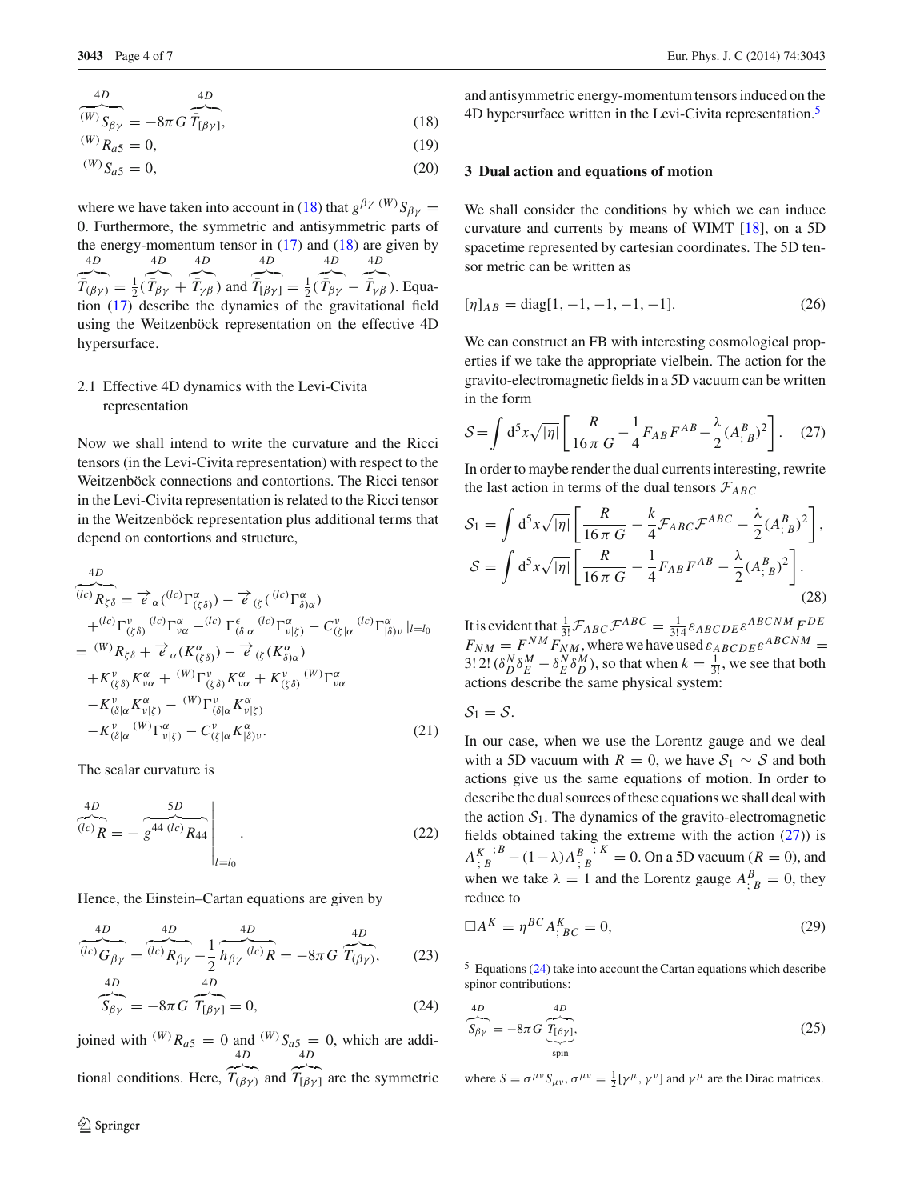$$\overbrace{{}^{(W)}S_{\beta\gamma}}^{4D} = -8\pi G \overbrace{\bar{T}_{[\beta\gamma]}}^{4D}, \tag{18}$$

$${}^{(W)}R_{a5} = 0, \tag{19}$$

$${}^{(W)}S_{a5} = 0, \tag{20}$$

where we have taken into account in (18) that $g^{\beta\gamma}\,{}^{(W)}S_{\beta\gamma} = 0$. Furthermore, the symmetric and antisymmetric parts of the energy-momentum tensor in (17) and (18) are given by $\overbrace{\bar{T}_{(\beta\gamma)}}^{4D} = \frac{1}{2}(\overbrace{\bar{T}_{\beta\gamma}}^{4D} + \overbrace{\bar{T}_{\gamma\beta}}^{4D})$ and $\overbrace{\bar{T}_{[\beta\gamma]}}^{4D} = \frac{1}{2}(\overbrace{\bar{T}_{\beta\gamma}}^{4D} - \overbrace{\bar{T}_{\gamma\beta}}^{4D})$. Equation (17) describe the dynamics of the gravitational field using the Weitzenböck representation on the effective 4D hypersurface.

### 2.1 Effective 4D dynamics with the Levi-Civita representation

Now we shall intend to write the curvature and the Ricci tensors (in the Levi-Civita representation) with respect to the Weitzenböck connections and contortions. The Ricci tensor in the Levi-Civita representation is related to the Ricci tensor in the Weitzenböck representation plus additional terms that depend on contortions and structure,

$$\begin{aligned}
\overbrace{{}^{(lc)}R_{\zeta\delta}}^{4D} &= \overrightarrow{e}_{\alpha}({}^{(lc)}\Gamma^{\alpha}_{(\zeta\delta)}) - \overrightarrow{e}_{(\zeta}({}^{(lc)}\Gamma^{\alpha}_{\delta)\alpha}) \\
&\quad + {}^{(lc)}\Gamma^{\nu}_{(\zeta\delta)}\,{}^{(lc)}\Gamma^{\alpha}_{\nu\alpha} - {}^{(lc)}\Gamma^{\epsilon}_{(\delta|\alpha}\,{}^{(lc)}\Gamma^{\alpha}_{\nu|\zeta)} - C^{\nu}_{(\zeta|\alpha}\,{}^{(lc)}\Gamma^{\alpha}_{|\delta)\nu}\,|_{l=l_0} \\
&= {}^{(W)}R_{\zeta\delta} + \overrightarrow{e}_{\alpha}(K^{\alpha}_{(\zeta\delta)}) - \overrightarrow{e}_{(\zeta}(K^{\alpha}_{\delta)\alpha}) \\
&\quad + K^{\nu}_{(\zeta\delta)}K^{\alpha}_{\nu\alpha} + {}^{(W)}\Gamma^{\nu}_{(\zeta\delta)}K^{\alpha}_{\nu\alpha} + K^{\nu}_{(\zeta\delta)}\,{}^{(W)}\Gamma^{\alpha}_{\nu\alpha} \\
&\quad - K^{\nu}_{(\delta|\alpha}K^{\alpha}_{\nu|\zeta)} - {}^{(W)}\Gamma^{\nu}_{(\delta|\alpha}K^{\alpha}_{\nu|\zeta)} \\
&\quad - K^{\nu}_{(\delta|\alpha}\,{}^{(W)}\Gamma^{\alpha}_{\nu|\zeta)} - C^{\nu}_{(\zeta|\alpha}K^{\alpha}_{|\delta)\nu}.
\end{aligned} \tag{21}$$

The scalar curvature is

$$\overbrace{{}^{(lc)}R}^{4D} = - \left.\overbrace{g^{44}\,{}^{(lc)}R_{44}}^{5D}\right|_{l=l_0}. \tag{22}$$

Hence, the Einstein–Cartan equations are given by

$$\overbrace{{}^{(lc)}G_{\beta\gamma}}^{4D} = \overbrace{{}^{(lc)}R_{\beta\gamma}}^{4D} - \frac{1}{2}\,h_{\beta\gamma}\,\overbrace{{}^{(lc)}R}^{4D} = -8\pi G\,\overbrace{T_{(\beta\gamma)}}^{4D}, \tag{23}$$

$$\overbrace{S_{\beta\gamma}}^{4D} = -8\pi G\,\overbrace{T_{[\beta\gamma]}}^{4D} = 0, \tag{24}$$

joined with ${}^{(W)}R_{a5} = 0$ and ${}^{(W)}S_{a5} = 0$, which are additional conditions. Here, $\overbrace{T_{(\beta\gamma)}}^{4D}$ and $\overbrace{T_{[\beta\gamma]}}^{4D}$ are the symmetric and antisymmetric energy-momentum tensors induced on the 4D hypersurface written in the Levi-Civita representation.[5]

## 3 Dual action and equations of motion

We shall consider the conditions by which we can induce curvature and currents by means of WIMT [18], on a 5D spacetime represented by cartesian coordinates. The 5D tensor metric can be written as

$$[\eta]_{AB} = \text{diag}[1, -1, -1, -1, -1]. \tag{26}$$

We can construct an FB with interesting cosmological properties if we take the appropriate vielbein. The action for the gravito-electromagnetic fields in a 5D vacuum can be written in the form

$$\mathcal{S} = \int d^5x\sqrt{|\eta|}\left[\frac{R}{16\pi G} - \frac{1}{4}F_{AB}F^{AB} - \frac{\lambda}{2}(A^B_{;B})^2\right]. \tag{27}$$

In order to maybe render the dual currents interesting, rewrite the last action in terms of the dual tensors $\mathcal{F}_{ABC}$

$$\begin{aligned}
\mathcal{S}_1 &= \int d^5x\sqrt{|\eta|}\left[\frac{R}{16\pi G} - \frac{k}{4}\mathcal{F}_{ABC}\mathcal{F}^{ABC} - \frac{\lambda}{2}(A^B_{;B})^2\right], \\
\mathcal{S} &= \int d^5x\sqrt{|\eta|}\left[\frac{R}{16\pi G} - \frac{1}{4}F_{AB}F^{AB} - \frac{\lambda}{2}(A^B_{;B})^2\right].
\end{aligned} \tag{28}$$

It is evident that $\frac{1}{3!}\mathcal{F}_{ABC}\mathcal{F}^{ABC} = \frac{1}{3!4}\varepsilon_{ABCDE}\varepsilon^{ABCNM}F^{DE}F_{NM} = F^{NM}F_{NM}$, where we have used $\varepsilon_{ABCDE}\varepsilon^{ABCNM} = 3!\,2!\,(\delta^N_D\delta^M_E - \delta^N_E\delta^M_D)$, so that when $k = \frac{1}{3!}$, we see that both actions describe the same physical system:

$$\mathcal{S}_1 = \mathcal{S}.$$

In our case, when we use the Lorentz gauge and we deal with a 5D vacuum with $R = 0$, we have $\mathcal{S}_1 \sim \mathcal{S}$ and both actions give us the same equations of motion. In order to describe the dual sources of these equations we shall deal with the action $\mathcal{S}_1$. The dynamics of the gravito-electromagnetic fields obtained taking the extreme with the action (27)) is $A^{K\;\;;B}_{\;;B} - (1-\lambda)A^{B\;\;;K}_{\;;B} = 0$. On a 5D vacuum ($R = 0$), and when we take $\lambda = 1$ and the Lorentz gauge $A^B_{;B} = 0$, they reduce to

$$\Box A^K = \eta^{BC}A^K_{;BC} = 0, \tag{29}$$

---

[5] Equations (24) take into account the Cartan equations which describe spinor contributions:

$$\overbrace{S_{\beta\gamma}}^{4D} = -8\pi G\,\underbrace{\overbrace{T_{[\beta\gamma]}}^{4D}}_{\text{spin}}, \tag{25}$$

where $S = \sigma^{\mu\nu}S_{\mu\nu}$, $\sigma^{\mu\nu} = \frac{1}{2}[\gamma^{\mu}, \gamma^{\nu}]$ and $\gamma^{\mu}$ are the Dirac matrices.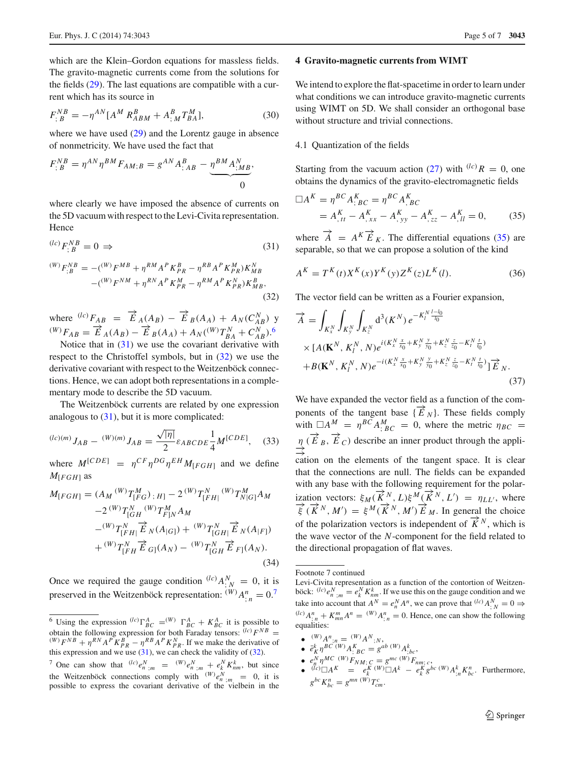which are the Klein–Gordon equations for massless fields. The gravito-magnetic currents come from the solutions for the fields (29). The last equations are compatible with a current which has its source in

$$F^{NB}_{;B} = -\eta^{AN}[A^M R^B_{ABM} + A^B_{;M} T^M_{BA}], \tag{30}$$

where we have used (29) and the Lorentz gauge in absence of nonmetricity. We have used the fact that

$$F^{NB}_{;B} = \eta^{AN}\eta^{BM} F_{AM;B} = g^{AN} A^B_{;AB} - \underbrace{\eta^{BM} A^N_{;MB}}_{0},$$

where clearly we have imposed the absence of currents on the 5D vacuum with respect to the Levi-Civita representation. Hence

$${}^{(lc)}F^{NB}_{;B} = 0 \Rightarrow \tag{31}$$

$$\begin{aligned}{}^{(W)}F^{NB}_{;B} &= -({}^{(W)}F^{MB} + \eta^{RM} A^P K^B_{PR} - \eta^{RB} A^P K^M_{PR}) K^N_{MB} \\ &\quad - ({}^{(W)}F^{NM} + \eta^{RN} A^P K^M_{PR} - \eta^{RM} A^P K^N_{PR}) K^B_{MB},\end{aligned} \tag{32}$$

where ${}^{(lc)}F_{AB} = \overrightarrow{E}_A(A_B) - \overrightarrow{E}_B(A_A) + A_N(C^N_{AB})$ y ${}^{(W)}F_{AB} = \overrightarrow{E}_A(A_B) - \overrightarrow{E}_B(A_A) + A_N({}^{(W)}T^N_{BA} + C^N_{AB})$.[6]

Notice that in (31) we use the covariant derivative with respect to the Christoffel symbols, but in (32) we use the derivative covariant with respect to the Weitzenböck connections. Hence, we can adopt both representations in a complementary mode to describe the 5D vacuum.

The Weitzenböck currents are related by one expression analogous to (31), but it is more complicated:

$${}^{(lc)(m)}J_{AB} - {}^{(W)(m)}J_{AB} = \frac{\sqrt{|\eta|}}{2}\varepsilon_{ABCDE}\frac{1}{4}M^{[CDE]}, \tag{33}$$

where $M^{[CDE]} = \eta^{CF}\eta^{DG}\eta^{EH} M_{[FGH]}$ and we define $M_{[FGH]}$ as

$$\begin{aligned}M_{[FGH]} &= (A_M\, {}^{(W)}T^M_{[FG)})_{;H]} - 2\,{}^{(W)}T^N_{[FH|}\,{}^{(W)}T^M_{N|G]}A_M \\ &\quad -2\,{}^{(W)}T^N_{[GH}\,{}^{(W)}T^M_{F]N}A_M \\ &\quad -{}^{(W)}T^N_{[FH|}\overrightarrow{E}_N(A_{|G]}) + {}^{(W)}T^N_{[GH|}\overrightarrow{E}_N(A_{|F]}) \\ &\quad +{}^{(W)}T^N_{[FH}\overrightarrow{E}_{G]}(A_N) - {}^{(W)}T^N_{[GH}\overrightarrow{E}_{F]}(A_N).\end{aligned} \tag{34}$$

Once we required the gauge condition ${}^{(lc)}A^N_{;N} = 0$, it is preserved in the Weitzenböck representation: ${}^{(W)}A^n_{;n} = 0$.[7]

## 4 Gravito-magnetic currents from WIMT

We intend to explore the flat-spacetime in order to learn under what conditions we can introduce gravito-magnetic currents using WIMT on 5D. We shall consider an orthogonal base without structure and trivial connections.

### 4.1 Quantization of the fields

Starting from the vacuum action (27) with ${}^{(lc)}R = 0$, one obtains the dynamics of the gravito-electromagnetic fields

$$\begin{aligned}\Box A^K &= \eta^{BC} A^K_{;BC} = \eta^{BC} A^K_{,BC} \\ &= A^K_{,tt} - A^K_{,xx} - A^K_{,yy} - A^K_{,zz} - A^K_{,ll} = 0,\end{aligned} \tag{35}$$

where $\overrightarrow{A} = A^K \overrightarrow{E}_K$. The differential equations (35) are separable, so that we can propose a solution of the kind

$$A^K = T^K(t) X^K(x) Y^K(y) Z^K(z) L^K(l). \tag{36}$$

The vector field can be written as a Fourier expansion,

$$\begin{aligned}\overrightarrow{A} &= \int_{K^N_x}\int_{K^N_y}\int_{K^N_z} d^3(K^N)\, e^{-K^N_l \frac{l-l_0}{l_0}} \\ &\quad \times [A(\mathbf{K}^N, K^N_l, N) e^{i(K^N_x \frac{x}{x_0} + K^N_y \frac{y}{y_0} + K^N_z \frac{z}{z_0} - K^N_t \frac{t}{t_0})} \\ &\quad + B(\mathbf{K}^N, K^N_l, N) e^{-i(K^N_x \frac{x}{x_0} + K^N_y \frac{y}{y_0} + K^N_z \frac{z}{z_0} - K^N_t \frac{t}{t_0})}]\overrightarrow{E}_N.\end{aligned} \tag{37}$$

We have expanded the vector field as a function of the components of the tangent base $\{\overrightarrow{E}_N\}$. These fields comply with $\Box A^M = \eta^{BC} A^M_{;BC} = 0$, where the metric $\eta_{BC} = \underset{\Rightarrow}{\eta}(\overrightarrow{E}_B, \overrightarrow{E}_C)$ describe an inner product through the application on the elements of the tangent space. It is clear that the connections are null. The fields can be expanded with any base with the following requirement for the polarization vectors: $\xi_M(\overrightarrow{K}^N, L)\xi^M(\overrightarrow{K}^N, L') = \eta_{LL'}$, where $\overrightarrow{\xi}(\overrightarrow{K}^N, M') = \xi^M(\overrightarrow{K}^N, M')\overrightarrow{E}_M$. In general the choice of the polarization vectors is independent of $\overrightarrow{K}^N$, which is the wave vector of the $N$-component for the field related to the directional propagation of flat waves.

---

[6] Using the expression ${}^{(lc)}\Gamma^A_{BC} = {}^{(W)}\Gamma^A_{BC} + K^A_{BC}$ it is possible to obtain the following expression for both Faraday tensors: ${}^{(lc)}F^{NB} = {}^{(W)}F^{NB} + \eta^{RN} A^P K^B_{PR} - \eta^{RB} A^P K^N_{PR}$. If we make the derivative of this expression and we use (31), we can check the validity of (32).

[7] One can show that ${}^{(lc)}e^N_{n\ ;m} = {}^{(W)}e^N_{n\ ;m} + e^N_k K^k_{nm}$, but since the Weitzenböck connections comply with ${}^{(W)}e^N_{n\ ;m} = 0$, it is possible to express the covariant derivative of the vielbein in the Levi-Civita representation as a function of the contortion of Weitzenböck: ${}^{(lc)}e^N_{n\ ;m} = e^N_k K^k_{nm}$. If we use this on the gauge condition and we take into account that $A^N = e^N_n A^n$, we can prove that ${}^{(lc)}A^N_{;N} = 0 \Rightarrow {}^{(lc)}A^n_{;n} + K^m_{mn}A^n = {}^{(W)}A^n_{;n} = 0$. Hence, one can show the following equalities:

- ${}^{(W)}A^n_{;n} = {}^{(W)}A^N_{;N}$,
- $\bar{e}^k_K \eta^{BC}\,{}^{(W)}A^K_{;BC} = g^{ab}\,{}^{(W)}A^k_{;bc}$,
- $e^N_n \eta^{MC}\,{}^{(W)}F_{NM;C} = g^{mc}\,{}^{(W)}F_{nm;c}$,
- ${}^{(lc)}\Box A^K = e^K_k\,{}^{(W)}\Box A^k - e^K_k g^{bc}\,{}^{(W)}A^k_{;n} K^n_{bc}$. Furthermore, $g^{bc} K^n_{bc} = g^{mn}\,{}^{(W)}T^c_{cm}$.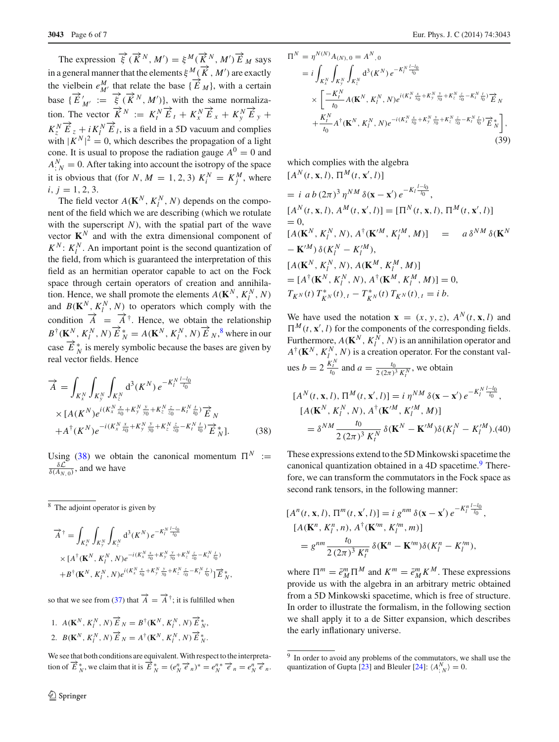The expression $\overrightarrow{\xi}(\overrightarrow{K}^N, M') = \xi^M(\overrightarrow{K}^N, M')\overrightarrow{E}_M$ says in a general manner that the elements $\xi^M(\overrightarrow{K}, M')$ are exactly the vielbein $e^M_{M'}$ that relate the base $\{\overrightarrow{E}_M\}$, with a certain base $\{\overrightarrow{E}'_{M'} := \overrightarrow{\xi}(\overrightarrow{K}^N, M')\}$, with the same normalization. The vector $\overrightarrow{K}^N := K^N_t \overrightarrow{E}_t + K^N_x \overrightarrow{E}_x + K^N_y \overrightarrow{E}_y + K^N_z \overrightarrow{E}_z + i K^N_l \overrightarrow{E}_l$, is a field in a 5D vacuum and complies with $|K^N|^2 = 0$, which describes the propagation of a light cone. It is usual to propose the radiation gauge $A^0 = 0$ and $A^N_{;N} = 0$. After taking into account the isotropy of the space it is obvious that (for $N, M = 1, 2, 3$) $K^N_i = K^M_j$, where $i, j = 1, 2, 3$.

The field vector $A(\mathbf{K}^N, K^N_l, N)$ depends on the component of the field which we are describing (which we rotulate with the superscript $N$), with the spatial part of the wave vector $\mathbf{K}^N$ and with the extra dimensional component of $K^N$: $K^N_l$. An important point is the second quantization of the field, from which is guaranteed the interpretation of this field as an hermitian operator capable to act on the Fock space through certain operators of creation and annihilation. Hence, we shall promote the elements $A(\mathbf{K}^N, K^N_l, N)$ and $B(\mathbf{K}^N, K^N_l, N)$ to operators which comply with the condition $\overrightarrow{A} = \overrightarrow{A}^\dagger$. Hence, we obtain the relationship $B^\dagger(\mathbf{K}^N, K^N_l, N)\overrightarrow{E}^*_N = A(\mathbf{K}^N, K^N_l, N)\overrightarrow{E}_N$,[8] where in our case $\overrightarrow{E}^*_N$ is merely symbolic because the bases are given by real vector fields. Hence

$$
\begin{aligned}
\overrightarrow{A} &= \int_{K^N_x}\int_{K^N_y}\int_{K^N_z} d^3(K^N)\, e^{-K^N_l \frac{l-l_0}{t_0}} \\
&\times [A(K^N) e^{i(K^N_x \frac{x}{x_0} + K^N_y \frac{y}{y_0} + K^N_z \frac{z}{z_0} - K^N_t \frac{t}{t_0})}\overrightarrow{E}_N \\
&+ A^\dagger(K^N) e^{-i(K^N_x \frac{x}{x_0} + K^N_y \frac{y}{y_0} + K^N_z \frac{z}{z_0} - K^N_t \frac{t}{t_0})}\overrightarrow{E}^*_N]. \qquad (38)
\end{aligned}
$$

Using (38) we obtain the canonical momentum $\Pi^N := \frac{\delta \mathcal{L}}{\delta(A_{N,0})}$, and we have

$$
\begin{aligned}
\Pi^N &= \eta^{N(N)} A_{(N),0} = A^N{}_{,0} \\
&= i\int_{K^N_x}\int_{K^N_y}\int_{K^N_z} d^3(K^N)\, e^{-K^N_l \frac{l-l_0}{t_0}} \\
&\times \left[\frac{-K^N_t}{t_0} A(\mathbf{K}^N, K^N_l, N) e^{i(K^N_x \frac{x}{x_0} + K^N_y \frac{y}{y_0} + K^N_z \frac{z}{z_0} - K^N_t \frac{t}{t_0})}\overrightarrow{E}_N \right.\\
&\left. + \frac{K^N_t}{t_0} A^\dagger(\mathbf{K}^N, K^N_l, N) e^{-i(K^N_x \frac{x}{x_0} + K^N_y \frac{y}{y_0} + K^N_z \frac{z}{z_0} - K^N_t \frac{t}{t_0})}\overrightarrow{E}^*_N\right], \qquad (39)
\end{aligned}
$$

which complies with the algebra

$$
\begin{aligned}
&[A^N(t, \mathbf{x}, l), \Pi^M(t, \mathbf{x}', l)] \\
&= i\, a\, b\, (2\pi)^3 \eta^{NM}\, \delta(\mathbf{x} - \mathbf{x}')\, e^{-K_l \frac{l-l_0}{t_0}}, \\
&[A^N(t, \mathbf{x}, l), A^M(t, \mathbf{x}', l)] = [\Pi^N(t, \mathbf{x}, l), \Pi^M(t, \mathbf{x}', l)] \\
&= 0, \\
&[A(\mathbf{K}^N, K^N_l, N), A^\dagger(\mathbf{K}'^M, K'^M_l, M)] = a\, \delta^{NM}\, \delta(\mathbf{K}^N - \mathbf{K}'^M)\, \delta(K^N_l - K'^M_l), \\
&[A(\mathbf{K}^N, K^N_l, N), A(\mathbf{K}^M, K^M_l, M)] \\
&= [A^\dagger(\mathbf{K}^N, K^N_l, N), A^\dagger(\mathbf{K}^M, K^M_l, M)] = 0, \\
&T_{K^N}(t)\, T^*_{K^N}(t)_{,t} - T^*_{K^N}(t)\, T_{K^N}(t)_{,t} = i\, b.
\end{aligned}
$$

We have used the notation $\mathbf{x} = (x, y, z)$, $A^N(t, \mathbf{x}, l)$ and $\Pi^M(t, \mathbf{x}', l)$ for the components of the corresponding fields. Furthermore, $A(\mathbf{K}^N, K^N_l, N)$ is an annihilation operator and $A^\dagger(\mathbf{K}^N, K^N_l, N)$ is a creation operator. For the constant values $b = 2\frac{K^N_t}{t_0}$ and $a = \frac{t_0}{2(2\pi)^3 K^N_t}$, we obtain

$$
\begin{aligned}
&[A^N(t, \mathbf{x}, l), \Pi^M(t, \mathbf{x}', l)] = i\, \eta^{NM}\, \delta(\mathbf{x} - \mathbf{x}')\, e^{-K^N_l \frac{l-l_0}{t_0}}, \\
&[A(\mathbf{K}^N, K^N_l, N), A^\dagger(\mathbf{K}'^M, K'^M_l, M)] \\
&= \delta^{NM} \frac{t_0}{2(2\pi)^3 K^N_t}\, \delta(\mathbf{K}^N - \mathbf{K}'^M)\, \delta(K^N_l - K'^M_l). \qquad (40)
\end{aligned}
$$

These expressions extend to the 5D Minkowski spacetime the canonical quantization obtained in a 4D spacetime.[9] Therefore, we can transform the commutators in the Fock space as second rank tensors, in the following manner:

$$
\begin{aligned}
&[A^n(t, \mathbf{x}, l), \Pi^m(t, \mathbf{x}', l)] = i\, g^{nm}\, \delta(\mathbf{x} - \mathbf{x}')\, e^{-K^n_l \frac{l-l_0}{t_0}}, \\
&[A(\mathbf{K}^n, K^n_l, n), A^\dagger(\mathbf{K}'^m, K'^m_l, m)] \\
&= g^{nm} \frac{t_0}{2(2\pi)^3 K^n_t}\, \delta(\mathbf{K}^n - \mathbf{K}'^m)\, \delta(K^n_l - K'^m_l),
\end{aligned}
$$

where $\Pi^m = \bar{e}^m_M \Pi^M$ and $K^m = \bar{e}^m_M K^M$. These expressions provide us with the algebra in an arbitrary metric obtained from a 5D Minkowski spacetime, which is free of structure. In order to illustrate the formalism, in the following section we shall apply it to a de Sitter expansion, which describes the early inflationary universe.

---

[8] The adjoint operator is given by

$$
\begin{aligned}
\overrightarrow{A}^\dagger &= \int_{K^N_x}\int_{K^N_y}\int_{K^N_z} d^3(K^N)\, e^{-K^N_l \frac{l-l_0}{t_0}} \\
&\times [A^\dagger(\mathbf{K}^N, K^N_l, N) e^{-i(K^N_x \frac{x}{x_0} + K^N_y \frac{y}{y_0} + K^N_z \frac{z}{z_0} - K^N_t \frac{t}{t_0})} \\
&+ B^\dagger(\mathbf{K}^N, K^N_l, N) e^{i(K^N_x \frac{x}{x_0} + K^N_y \frac{y}{y_0} + K^N_z \frac{z}{z_0} - K^N_t \frac{t}{t_0})}]\overrightarrow{E}^*_N,
\end{aligned}
$$

so that we see from (37) that $\overrightarrow{A} = \overrightarrow{A}^\dagger$; it is fulfilled when

1. $A(\mathbf{K}^N, K^N_l, N)\overrightarrow{E}_N = B^\dagger(\mathbf{K}^N, K^N_l, N)\overrightarrow{E}^*_N$,
2. $B(\mathbf{K}^N, K^N_l, N)\overrightarrow{E}_N = A^\dagger(\mathbf{K}^N, K^N_l, N)\overrightarrow{E}^*_N$.

We see that both conditions are equivalent. With respect to the interpretation of $\overrightarrow{E}^*_N$, we claim that it is $\overrightarrow{E}^*_N = (e^n_N \overrightarrow{e}_n)^* = e^{n*}_N \overrightarrow{e}_n = e^n_N \overrightarrow{e}_n$.

[9] In order to avoid any problems of the commutators, we shall use the quantization of Gupta [23] and Bleuler [24]: $\langle A^N_{;N}\rangle = 0$.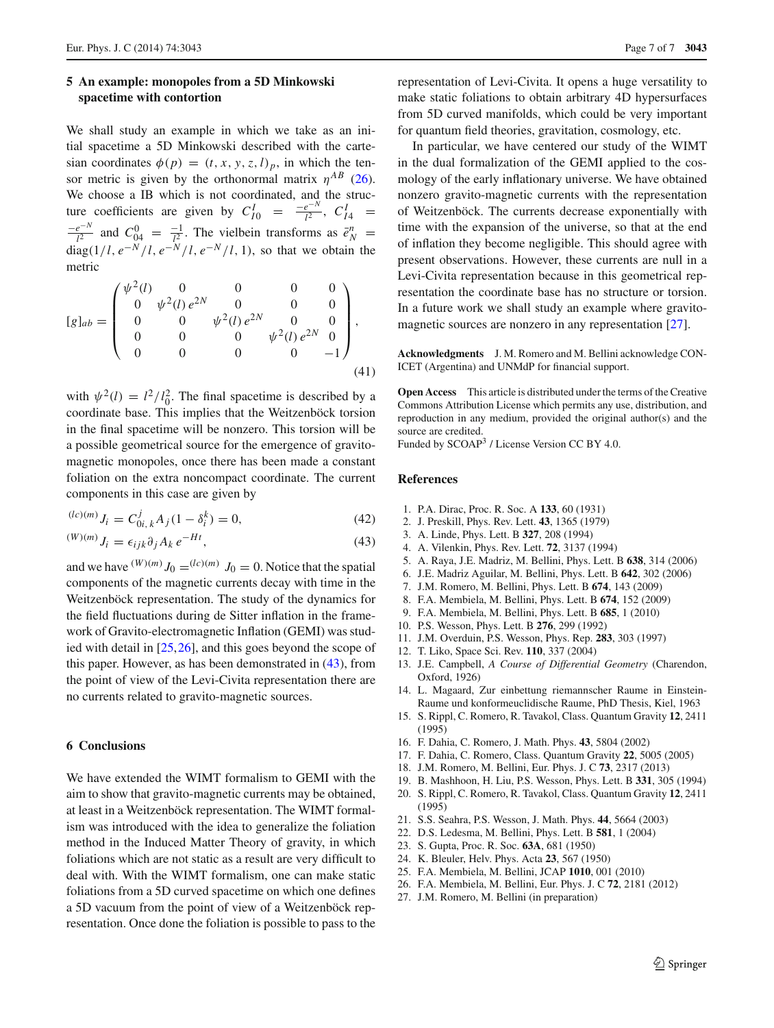## 5 An example: monopoles from a 5D Minkowski spacetime with contortion

We shall study an example in which we take as an initial spacetime a 5D Minkowski described with the cartesian coordinates $\phi(p) = (t, x, y, z, l)_p$, in which the tensor metric is given by the orthonormal matrix $\eta^{AB}$ (26). We choose a IB which is not coordinated, and the structure coefficients are given by $C^I_{I0} = \frac{-e^{-N}}{l^2}$, $C^I_{I4} = \frac{-e^{-N}}{l^2}$ and $C^0_{04} = \frac{-1}{l^2}$. The vielbein transforms as $\bar{e}^n_N = \mathrm{diag}(1/l, e^{-N}/l, e^{-N}/l, e^{-N}/l, 1)$, so that we obtain the metric

$$
[g]_{ab} = \begin{pmatrix} \psi^2(l) & 0 & 0 & 0 & 0 \\ 0 & \psi^2(l)\, e^{2N} & 0 & 0 & 0 \\ 0 & 0 & \psi^2(l)\, e^{2N} & 0 & 0 \\ 0 & 0 & 0 & \psi^2(l)\, e^{2N} & 0 \\ 0 & 0 & 0 & 0 & -1 \end{pmatrix}, \tag{41}
$$

with $\psi^2(l) = l^2/l_0^2$. The final spacetime is described by a coordinate base. This implies that the Weitzenböck torsion in the final spacetime will be nonzero. This torsion will be a possible geometrical source for the emergence of gravito-magnetic monopoles, once there has been made a constant foliation on the extra noncompact coordinate. The current components in this case are given by

$$
{}^{(lc)(m)}J_i = C^j_{0i,\,k} A_j (1 - \delta^k_i) = 0, \tag{42}
$$

$$
{}^{(W)(m)}J_i = \epsilon_{ijk} \partial_j A_k\, e^{-Ht}, \tag{43}
$$

and we have ${}^{(W)(m)}J_0 = {}^{(lc)(m)}J_0 = 0$. Notice that the spatial components of the magnetic currents decay with time in the Weitzenböck representation. The study of the dynamics for the field fluctuations during de Sitter inflation in the framework of Gravito-electromagnetic Inflation (GEMI) was studied with detail in [25,26], and this goes beyond the scope of this paper. However, as has been demonstrated in (43), from the point of view of the Levi-Civita representation there are no currents related to gravito-magnetic sources.

## 6 Conclusions

We have extended the WIMT formalism to GEMI with the aim to show that gravito-magnetic currents may be obtained, at least in a Weitzenböck representation. The WIMT formalism was introduced with the idea to generalize the foliation method in the Induced Matter Theory of gravity, in which foliations which are not static as a result are very difficult to deal with. With the WIMT formalism, one can make static foliations from a 5D curved spacetime on which one defines a 5D vacuum from the point of view of a Weitzenböck representation. Once done the foliation is possible to pass to the representation of Levi-Civita. It opens a huge versatility to make static foliations to obtain arbitrary 4D hypersurfaces from 5D curved manifolds, which could be very important for quantum field theories, gravitation, cosmology, etc.

In particular, we have centered our study of the WIMT in the dual formalization of the GEMI applied to the cosmology of the early inflationary universe. We have obtained nonzero gravito-magnetic currents with the representation of Weitzenböck. The currents decrease exponentially with time with the expansion of the universe, so that at the end of inflation they become negligible. This should agree with present observations. However, these currents are null in a Levi-Civita representation because in this geometrical representation the coordinate base has no structure or torsion. In a future work we shall study an example where gravito-magnetic sources are nonzero in any representation [27].

**Acknowledgments** J. M. Romero and M. Bellini acknowledge CONICET (Argentina) and UNMdP for financial support.

**Open Access** This article is distributed under the terms of the Creative Commons Attribution License which permits any use, distribution, and reproduction in any medium, provided the original author(s) and the source are credited.
Funded by SCOAP[3] / License Version CC BY 4.0.

## References

1. P.A. Dirac, Proc. R. Soc. A **133**, 60 (1931)
2. J. Preskill, Phys. Rev. Lett. **43**, 1365 (1979)
3. A. Linde, Phys. Lett. B **327**, 208 (1994)
4. A. Vilenkin, Phys. Rev. Lett. **72**, 3137 (1994)
5. A. Raya, J.E. Madriz, M. Bellini, Phys. Lett. B **638**, 314 (2006)
6. J.E. Madriz Aguilar, M. Bellini, Phys. Lett. B **642**, 302 (2006)
7. J.M. Romero, M. Bellini, Phys. Lett. B **674**, 143 (2009)
8. F.A. Membiela, M. Bellini, Phys. Lett. B **674**, 152 (2009)
9. F.A. Membiela, M. Bellini, Phys. Lett. B **685**, 1 (2010)
10. P.S. Wesson, Phys. Lett. B **276**, 299 (1992)
11. J.M. Overduin, P.S. Wesson, Phys. Rep. **283**, 303 (1997)
12. T. Liko, Space Sci. Rev. **110**, 337 (2004)
13. J.E. Campbell, *A Course of Differential Geometry* (Charendon, Oxford, 1926)
14. L. Magaard, Zur einbettung riemannscher Raume in Einstein-Raume und konformeuclidische Raume, PhD Thesis, Kiel, 1963
15. S. Rippl, C. Romero, R. Tavakol, Class. Quantum Gravity **12**, 2411 (1995)
16. F. Dahia, C. Romero, J. Math. Phys. **43**, 5804 (2002)
17. F. Dahia, C. Romero, Class. Quantum Gravity **22**, 5005 (2005)
18. J.M. Romero, M. Bellini, Eur. Phys. J. C **73**, 2317 (2013)
19. B. Mashhoon, H. Liu, P.S. Wesson, Phys. Lett. B **331**, 305 (1994)
20. S. Rippl, C. Romero, R. Tavakol, Class. Quantum Gravity **12**, 2411 (1995)
21. S.S. Seahra, P.S. Wesson, J. Math. Phys. **44**, 5664 (2003)
22. D.S. Ledesma, M. Bellini, Phys. Lett. B **581**, 1 (2004)
23. S. Gupta, Proc. R. Soc. **63A**, 681 (1950)
24. K. Bleuler, Helv. Phys. Acta **23**, 567 (1950)
25. F.A. Membiela, M. Bellini, JCAP **1010**, 001 (2010)
26. F.A. Membiela, M. Bellini, Eur. Phys. J. C **72**, 2181 (2012)
27. J.M. Romero, M. Bellini (in preparation)